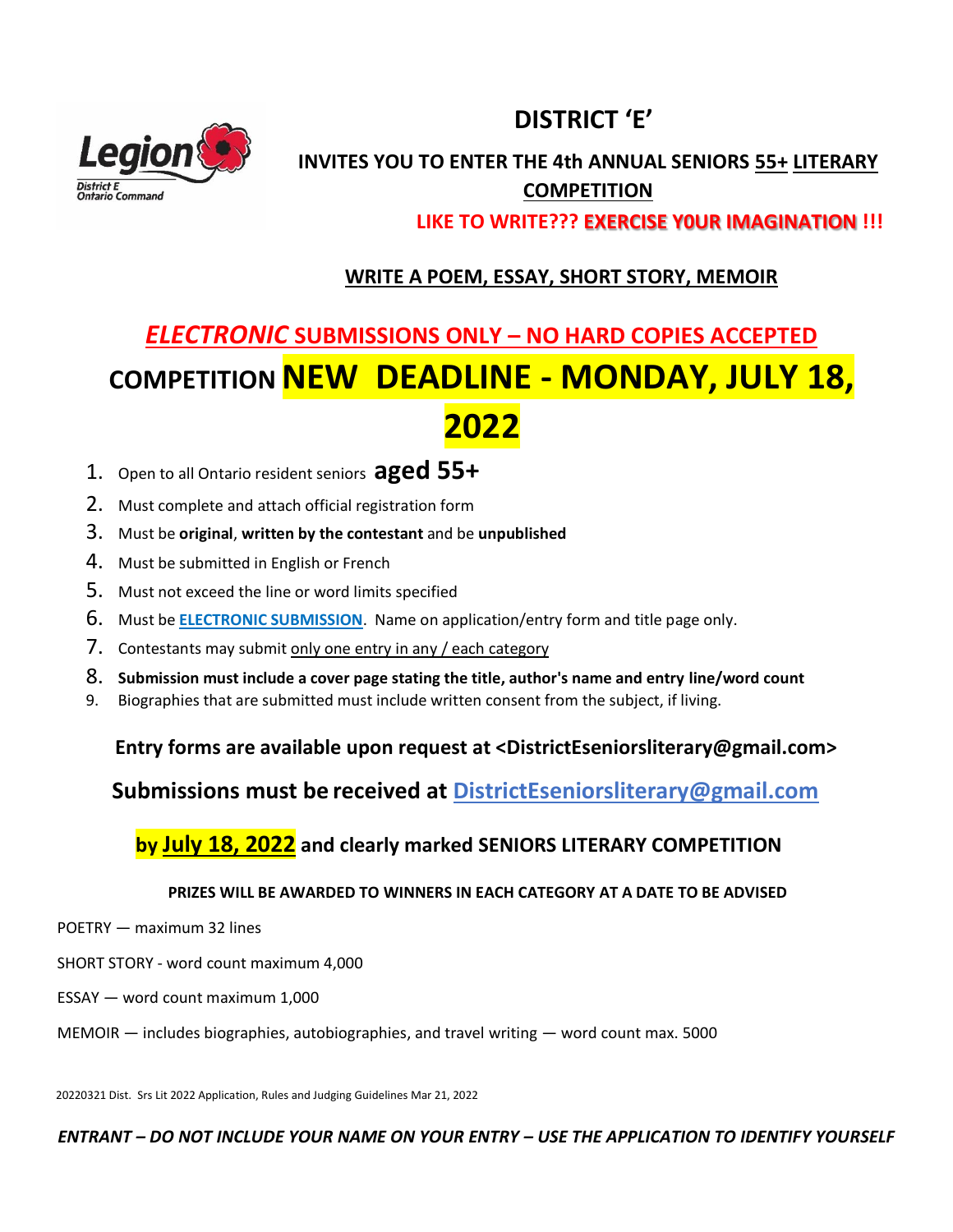# DISTRICT 'E'

## INVITES YOU TO ENTER THE 4th ANNUAL SENIORS 55+ LITERARY COMPETITION

**LIKE TO WRITE??? EXERCISE Y0UR IMAGINATION !!!**

**WRITE A POEM, ESSAY, SHORT STORY, MEMOIR**

## *ELECTRONIC* SUBMISSIONS ONLY – NO HARD COPIES ACCEPTED

## COMPETITION NEW DEADLINE - MONDAY, JULY 18, 2022

1. Open to all Ontario resident seniors **aged 55+**
2. Must complete and attach official registration form
3. Must be **original**, **written by the contestant** and be **unpublished**
4. Must be submitted in English or French
5. Must not exceed the line or word limits specified
6. Must be **ELECTRONIC SUBMISSION**. Name on application/entry form and title page only.
7. Contestants may submit only one entry in any / each category
8. **Submission must include a cover page stating the title, author's name and entry line/word count**
9. Biographies that are submitted must include written consent from the subject, if living.

**Entry forms are available upon request at <DistrictEseniorsliterary@gmail.com>**

**Submissions must be received at DistrictEseniorsliterary@gmail.com**

**by July 18, 2022 and clearly marked SENIORS LITERARY COMPETITION**

**PRIZES WILL BE AWARDED TO WINNERS IN EACH CATEGORY AT A DATE TO BE ADVISED**

POETRY — maximum 32 lines

SHORT STORY - word count maximum 4,000

ESSAY — word count maximum 1,000

MEMOIR — includes biographies, autobiographies, and travel writing — word count max. 5000

20220321 Dist. Srs Lit 2022 Application, Rules and Judging Guidelines Mar 21, 2022

***ENTRANT – DO NOT INCLUDE YOUR NAME ON YOUR ENTRY – USE THE APPLICATION TO IDENTIFY YOURSELF***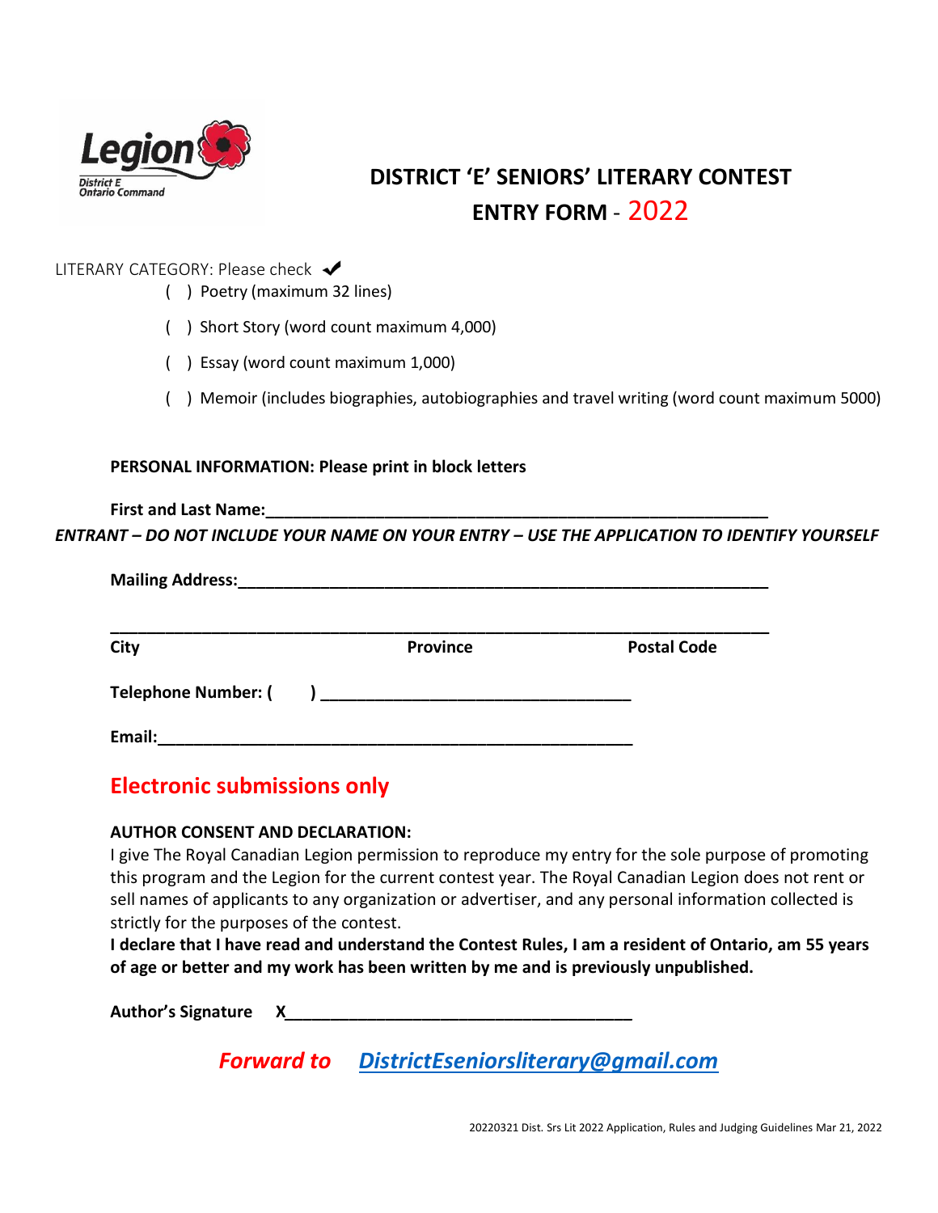# DISTRICT 'E' SENIORS' LITERARY CONTEST

## ENTRY FORM - 2022

LITERARY CATEGORY: Please check ✔

( ) Poetry (maximum 32 lines)

( ) Short Story (word count maximum 4,000)

( ) Essay (word count maximum 1,000)

( ) Memoir (includes biographies, autobiographies and travel writing (word count maximum 5000)

**PERSONAL INFORMATION: Please print in block letters**

**First and Last Name:**_______________________________________________

***ENTRANT – DO NOT INCLUDE YOUR NAME ON YOUR ENTRY – USE THE APPLICATION TO IDENTIFY YOURSELF***

**Mailing Address:**_______________________________________________

_______________________________________________

**City** **Province** **Postal Code**

**Telephone Number: (    )** _______________________________

**Email:**_______________________________________________

## Electronic submissions only

**AUTHOR CONSENT AND DECLARATION:**

I give The Royal Canadian Legion permission to reproduce my entry for the sole purpose of promoting this program and the Legion for the current contest year. The Royal Canadian Legion does not rent or sell names of applicants to any organization or advertiser, and any personal information collected is strictly for the purposes of the contest.

**I declare that I have read and understand the Contest Rules, I am a resident of Ontario, am 55 years of age or better and my work has been written by me and is previously unpublished.**

**Author's Signature X**_______________________________

***Forward to*** ***DistrictEseniorsliterary@gmail.com***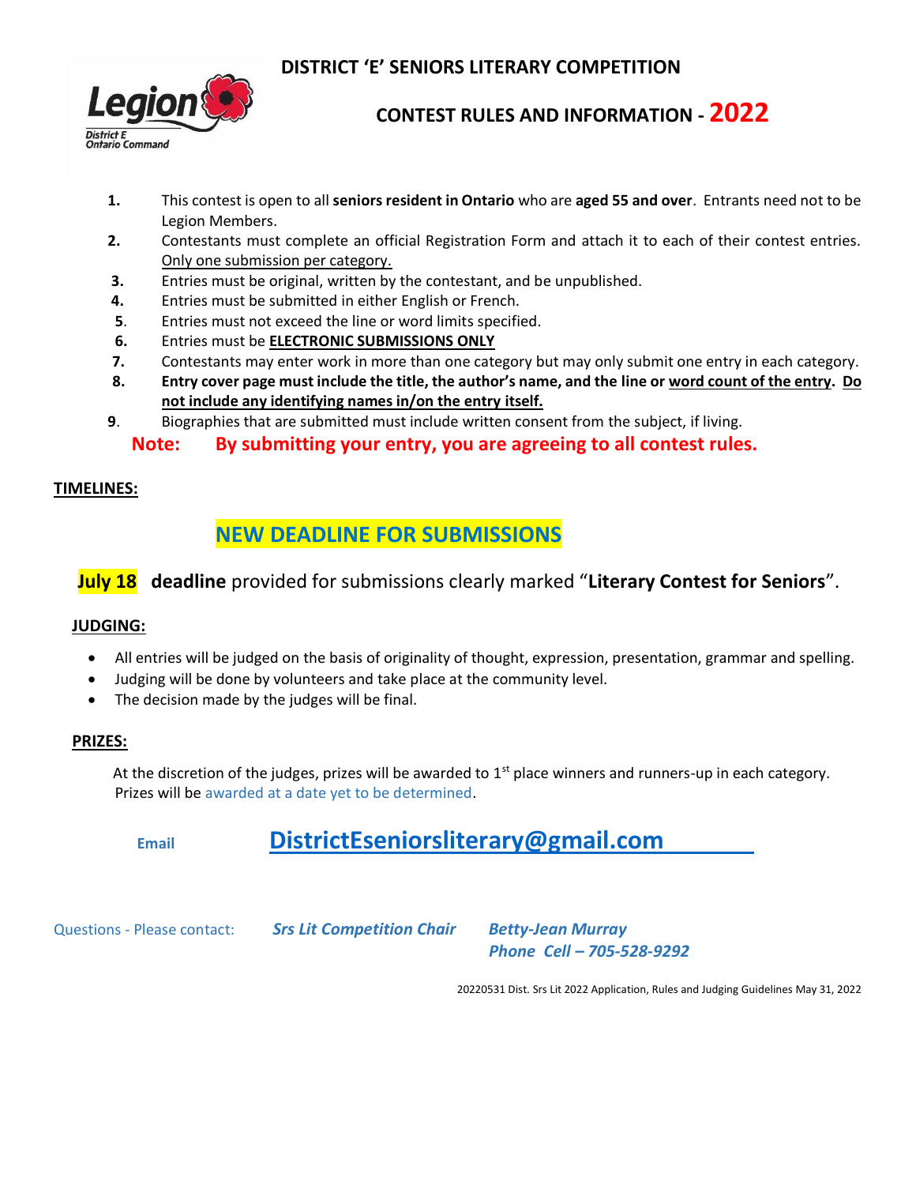# DISTRICT 'E' SENIORS LITERARY COMPETITION

## CONTEST RULES AND INFORMATION - 2022

1. This contest is open to all **seniors resident in Ontario** who are **aged 55 and over**. Entrants need not to be Legion Members.
2. Contestants must complete an official Registration Form and attach it to each of their contest entries. Only one submission per category.
3. Entries must be original, written by the contestant, and be unpublished.
4. Entries must be submitted in either English or French.
5. Entries must not exceed the line or word limits specified.
6. Entries must be **ELECTRONIC SUBMISSIONS ONLY**
7. Contestants may enter work in more than one category but may only submit one entry in each category.
8. **Entry cover page must include the title, the author's name, and the line or word count of the entry. Do not include any identifying names in/on the entry itself.**
9. Biographies that are submitted must include written consent from the subject, if living.

**Note: By submitting your entry, you are agreeing to all contest rules.**

**TIMELINES:**

**NEW DEADLINE FOR SUBMISSIONS**

**July 18** **deadline** provided for submissions clearly marked "**Literary Contest for Seniors**".

**JUDGING:**

- All entries will be judged on the basis of originality of thought, expression, presentation, grammar and spelling.
- Judging will be done by volunteers and take place at the community level.
- The decision made by the judges will be final.

**PRIZES:**

At the discretion of the judges, prizes will be awarded to 1st place winners and runners-up in each category. Prizes will be awarded at a date yet to be determined.

**Email** **DistrictEseniorsliterary@gmail.com**

Questions - Please contact: ***Srs Lit Competition Chair*** ***Betty-Jean Murray***
***Phone Cell – 705-528-9292***

20220531 Dist. Srs Lit 2022 Application, Rules and Judging Guidelines May 31, 2022